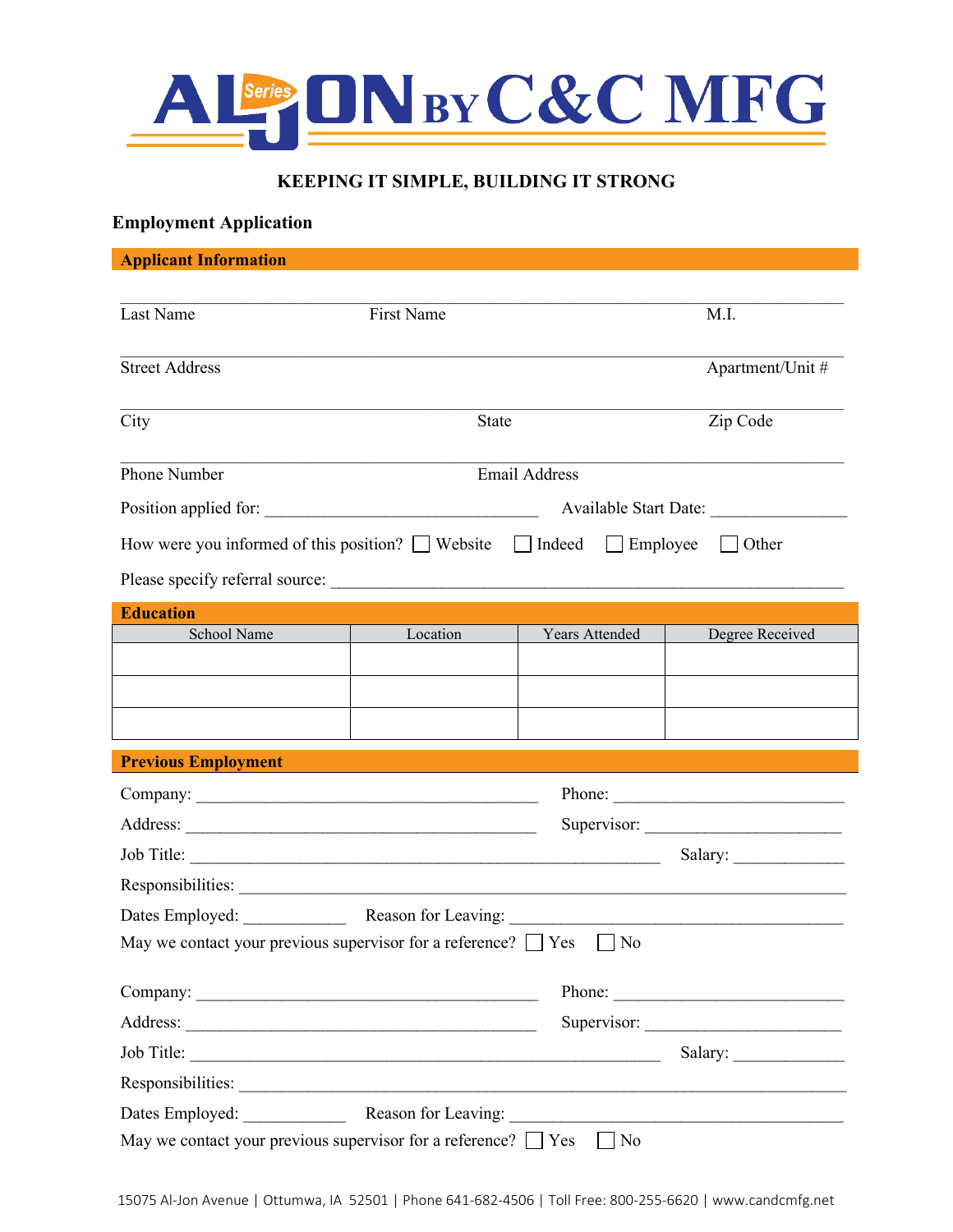# ALJON Series BY C&C MFG

**KEEPING IT SIMPLE, BUILDING IT STRONG**

## Employment Application

### Applicant Information

Last Name ____________ First Name ____________ M.I. ____

Street Address ____________ Apartment/Unit # ____

City ____________ State ____________ Zip Code ____

Phone Number ____________ Email Address ____________

Position applied for: ____________ Available Start Date: ____________

How were you informed of this position? ☐ Website ☐ Indeed ☐ Employee ☐ Other

Please specify referral source: ____________

### Education

| School Name | Location | Years Attended | Degree Received |
|---|---|---|---|
| | | | |
| | | | |
| | | | |

### Previous Employment

Company: ____________ Phone: ____________

Address: ____________ Supervisor: ____________

Job Title: ____________ Salary: ____________

Responsibilities: ____________

Dates Employed: ____________ Reason for Leaving: ____________

May we contact your previous supervisor for a reference? ☐ Yes ☐ No

Company: ____________ Phone: ____________

Address: ____________ Supervisor: ____________

Job Title: ____________ Salary: ____________

Responsibilities: ____________

Dates Employed: ____________ Reason for Leaving: ____________

May we contact your previous supervisor for a reference? ☐ Yes ☐ No

15075 Al-Jon Avenue | Ottumwa, IA 52501 | Phone 641-682-4506 | Toll Free: 800-255-6620 | www.candcmfg.net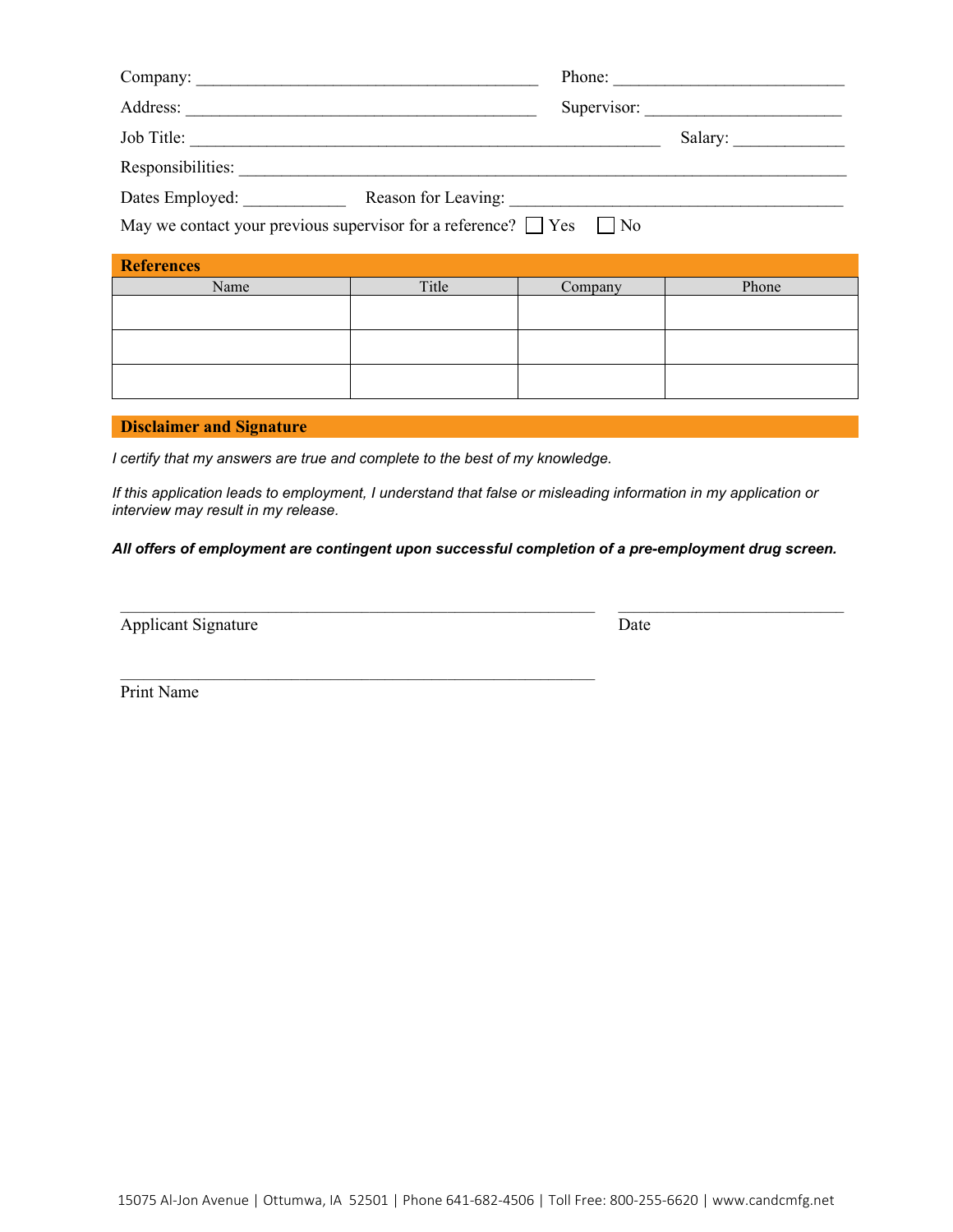Company: ________________________________________ Phone: ___________________________

Address: ________________________________________ Supervisor: _______________________

Job Title: _______________________________________________________ Salary: _____________

Responsibilities: _____________________________________________________________________

Dates Employed: ____________ Reason for Leaving: _______________________________________

May we contact your previous supervisor for a reference? ☐ Yes ☐ No

## References

| Name | Title | Company | Phone |
|---|---|---|---|
| | | | |
| | | | |
| | | | |

## Disclaimer and Signature

*I certify that my answers are true and complete to the best of my knowledge.*

*If this application leads to employment, I understand that false or misleading information in my application or interview may result in my release.*

***All offers of employment are contingent upon successful completion of a pre-employment drug screen.***

_________________________________________________________ ___________________________

Applicant Signature Date

_________________________________________________________

Print Name

15075 Al-Jon Avenue | Ottumwa, IA 52501 | Phone 641-682-4506 | Toll Free: 800-255-6620 | www.candcmfg.net